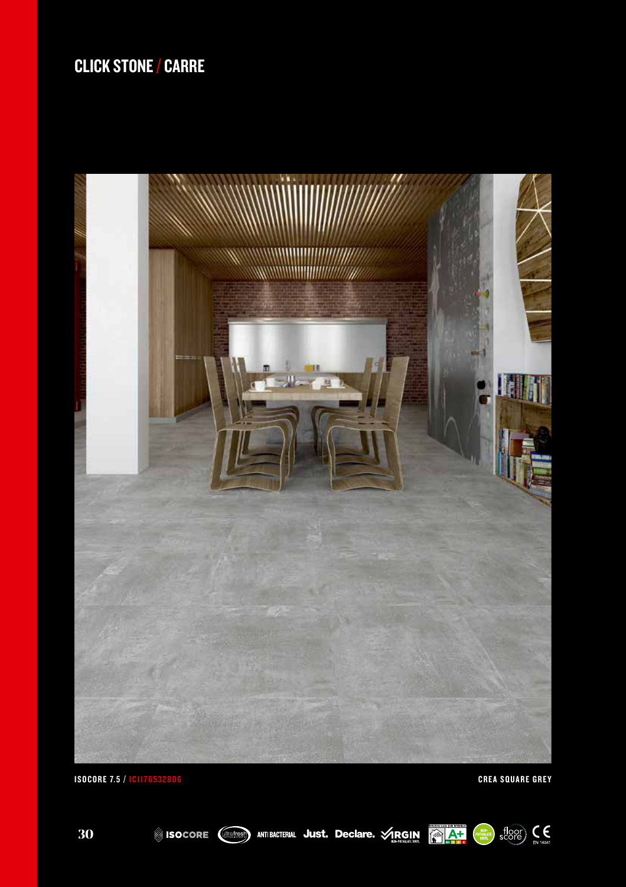# CLICK STONE / CARRE

ISOCORE 7.5 / ICI176532806

CREA SQUARE GREY

ISOCORE ultrafresh ANTI BACTERIAL Just. Declare. VIRGIN NON-PHTHALATE VINYL A+ NON-PHTHALATE VINYL floor score CE EN 14041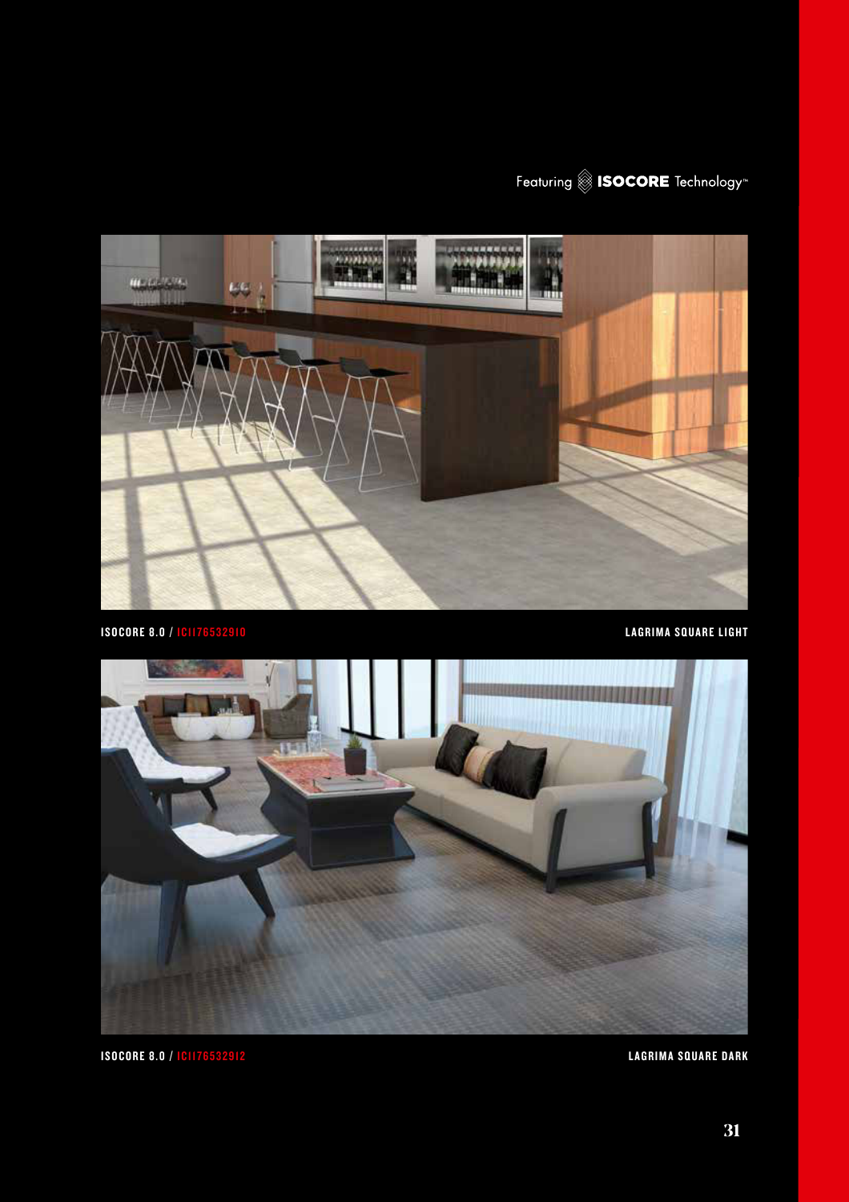Featuring ISOCORE Technology™

ISOCORE 8.0 / ICI176532910

LAGRIMA SQUARE LIGHT

ISOCORE 8.0 / ICI176532912

LAGRIMA SQUARE DARK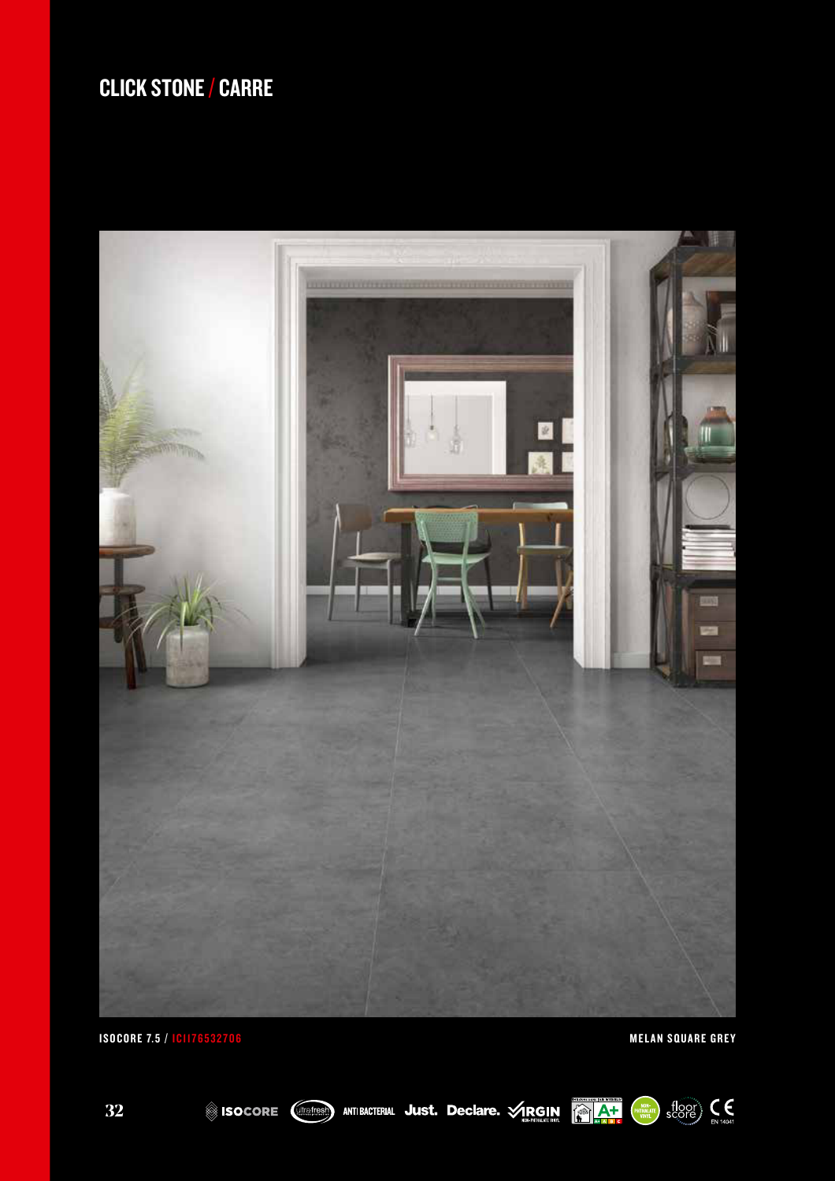# CLICK STONE / CARRE

ISOCORE 7.5 / ICI176532706

MELAN SQUARE GREY

ISOCORE ANTI BACTERIAL Just. Declare. VIRGIN NON-PHTHALATE VINYL A+ floor score CE EN 14041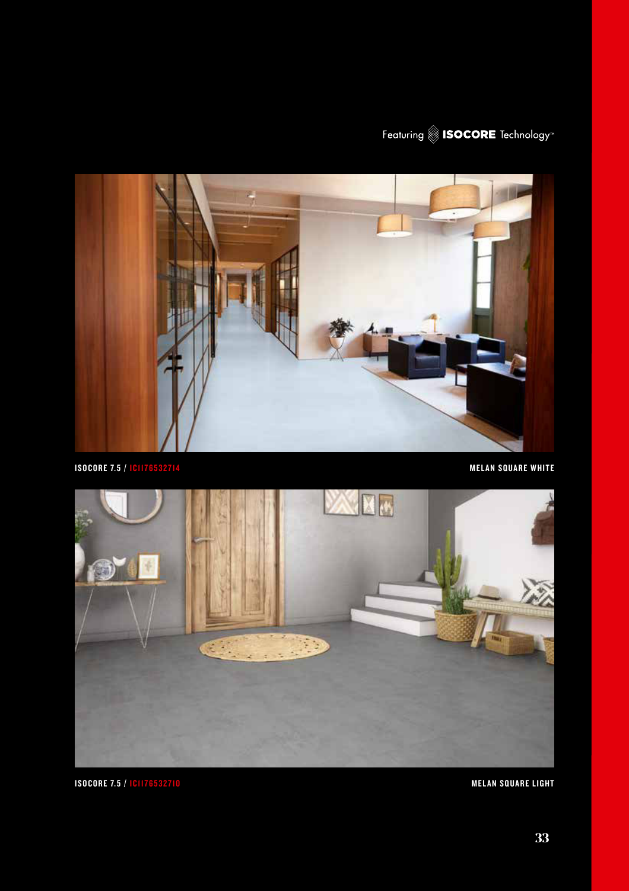Featuring ISOCORE Technology™

ISOCORE 7.5 / ICII76532714

MELAN SQUARE WHITE

ISOCORE 7.5 / ICII76532710

MELAN SQUARE LIGHT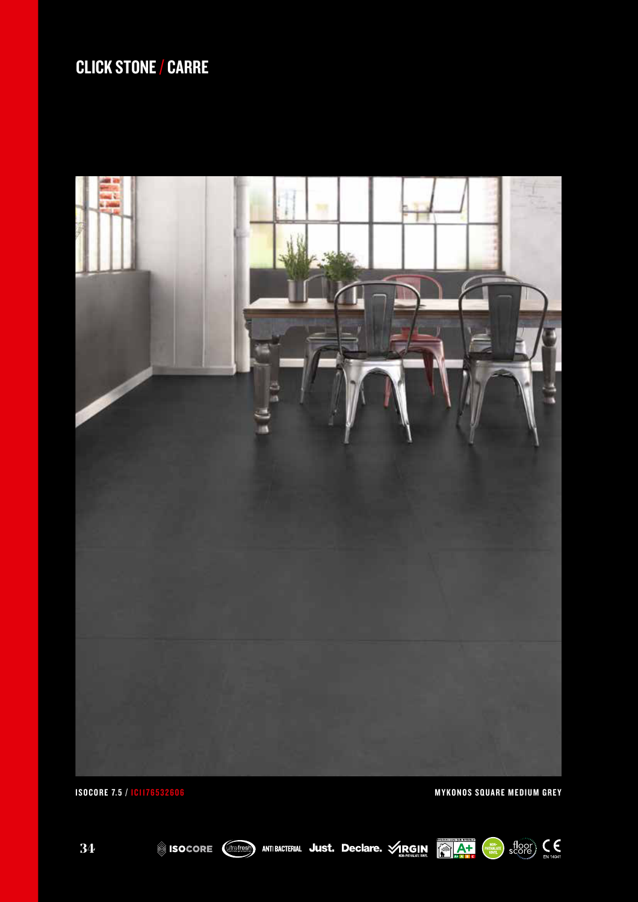# CLICK STONE / CARRE

ISOCORE 7.5 / ICI176532606

MYKONOS SQUARE MEDIUM GREY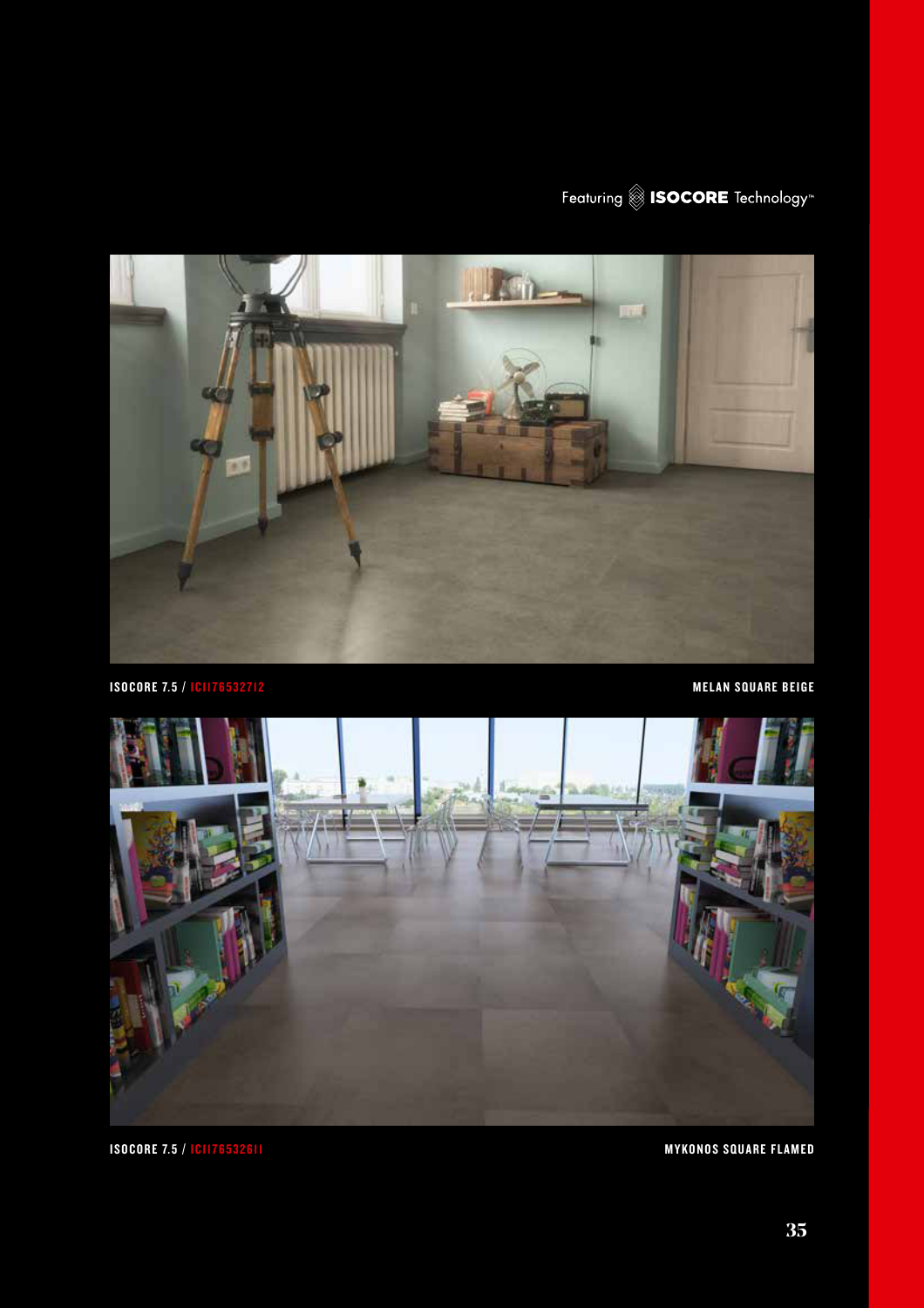Featuring ISOCORE Technology™

**ISOCORE 7.5 /** ICI176532712

**MELAN SQUARE BEIGE**

**ISOCORE 7.5 /** ICI176532611

**MYKONOS SQUARE FLAMED**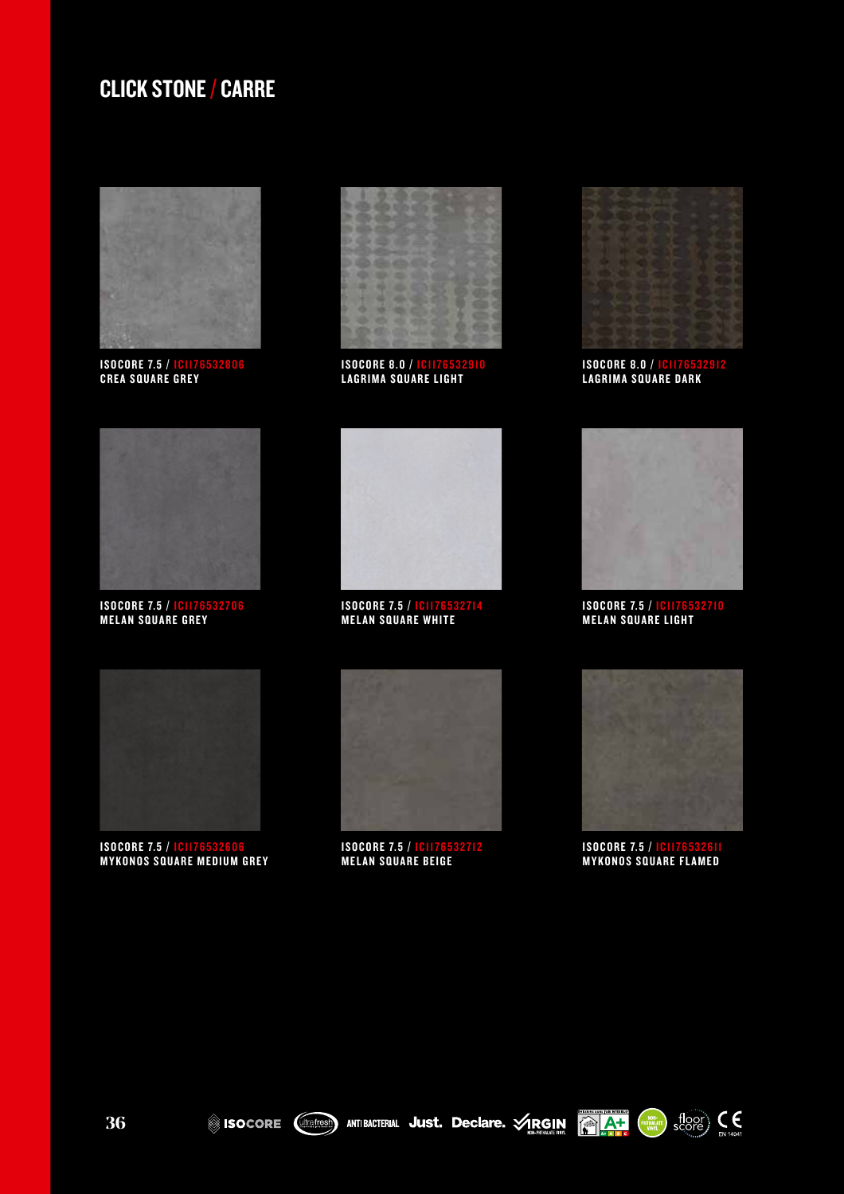# CLICK STONE / CARRE

ISOCORE 7.5 / ICI176532806
CREA SQUARE GREY

ISOCORE 8.0 / ICI176532910
LAGRIMA SQUARE LIGHT

ISOCORE 8.0 / ICI176532912
LAGRIMA SQUARE DARK

ISOCORE 7.5 / ICI176532706
MELAN SQUARE GREY

ISOCORE 7.5 / ICI176532714
MELAN SQUARE WHITE

ISOCORE 7.5 / ICI176532710
MELAN SQUARE LIGHT

ISOCORE 7.5 / ICI176532606
MYKONOS SQUARE MEDIUM GREY

ISOCORE 7.5 / ICI176532712
MELAN SQUARE BEIGE

ISOCORE 7.5 / ICI176532611
MYKONOS SQUARE FLAMED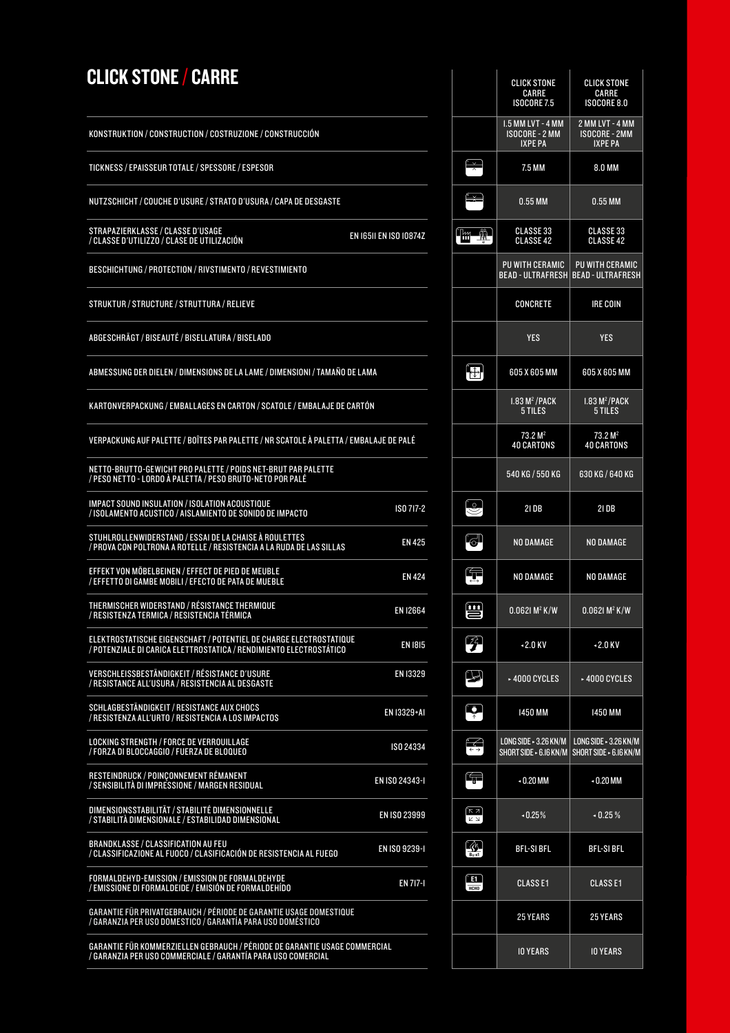# CLICK STONE / CARRE

| | | CLICK STONE CARRE ISOCORE 7.5 | CLICK STONE CARRE ISOCORE 8.0 |
|---|---|---|---|
| KONSTRUKTION / CONSTRUCTION / COSTRUZIONE / CONSTRUCCIÓN | | 1.5 MM LVT - 4 MM ISOCORE - 2 MM IXPE PA | 2 MM LVT - 4 MM ISOCORE - 2MM IXPE PA |
| TICKNESS / EPAISSEUR TOTALE / SPESSORE / ESPESOR | | 7.5 MM | 8.0 MM |
| NUTZSCHICHT / COUCHE D'USURE / STRATO D'USURA / CAPA DE DESGASTE | | 0.55 MM | 0.55 MM |
| STRAPAZIERKLASSE / CLASSE D'USAGE / CLASSE D'UTILIZZO / CLASE DE UTILIZACIÓN | EN 16511 EN ISO 10874Z | CLASSE 33 CLASSE 42 | CLASSE 33 CLASSE 42 |
| BESCHICHTUNG / PROTECTION / RIVSTIMENTO / REVESTIMIENTO | | PU WITH CERAMIC BEAD - ULTRAFRESH | PU WITH CERAMIC BEAD - ULTRAFRESH |
| STRUKTUR / STRUCTURE / STRUTTURA / RELIEVE | | CONCRETE | IRE COIN |
| ABGESCHRÄGT / BISEAUTÉ / BISELLATURA / BISELADO | | YES | YES |
| ABMESSUNG DER DIELEN / DIMENSIONS DE LA LAME / DIMENSIONI / TAMAÑO DE LAMA | | 605 X 605 MM | 605 X 605 MM |
| KARTONVERPACKUNG / EMBALLAGES EN CARTON / SCATOLE / EMBALAJE DE CARTÓN | | 1.83 $M^2$ /PACK 5 TILES | 1.83 $M^2$ /PACK 5 TILES |
| VERPACKUNG AUF PALETTE / BOÎTES PAR PALETTE / NR SCATOLE À PALETTA / EMBALAJE DE PALÉ | | 73.2 $M^2$ 40 CARTONS | 73.2 $M^2$ 40 CARTONS |
| NETTO-BRUTTO-GEWICHT PRO PALETTE / POIDS NET-BRUT PAR PALETTE / PESO NETTO - LORDO À PALETTA / PESO BRUTO-NETO POR PALÉ | | 540 KG / 550 KG | 630 KG / 640 KG |
| IMPACT SOUND INSULATION / ISOLATION ACOUSTIQUE / ISOLAMENTO ACUSTICO / AISLAMIENTO DE SONIDO DE IMPACTO | ISO 717-2 | 21 DB | 21 DB |
| STUHLROLLENWIDERSTAND / ESSAI DE LA CHAISE À ROULETTES / PROVA CON POLTRONA A ROTELLE / RESISTENCIA A LA RUDA DE LAS SILLAS | EN 425 | NO DAMAGE | NO DAMAGE |
| EFFEKT VON MÖBELBEINEN / EFFECT DE PIED DE MEUBLE / EFFETTO DI GAMBE MOBILI / EFECTO DE PATA DE MUEBLE | EN 424 | NO DAMAGE | NO DAMAGE |
| THERMISCHER WIDERSTAND / RÉSISTANCE THERMIQUE / RESISTENZA TERMICA / RESISTENCIA TÉRMICA | EN 12664 | 0.0621 $M^2$ K/W | 0.0621 $M^2$ K/W |
| ELEKTROSTATISCHE EIGENSCHAFT / POTENTIEL DE CHARGE ELECTROSTATIQUE / POTENZIALE DI CARICA ELETTROSTATICA / RENDIMIENTO ELECTROSTÁTICO | EN 1815 | < 2.0 KV | < 2.0 KV |
| VERSCHLEISSBESTÄNDIGKEIT / RÉSISTANCE D'USURE / RESISTANCE ALL'USURA / RESISTENCIA AL DESGASTE | EN 13329 | > 4000 CYCLES | > 4000 CYCLES |
| SCHLAGBESTÄNDIGKEIT / RESISTANCE AUX CHOCS / RESISTENZA ALL'URTO / RESISTENCIA A LOS IMPACTOS | EN 13329+A1 | 1450 MM | 1450 MM |
| LOCKING STRENGTH / FORCE DE VERROUILLAGE / FORZA DI BLOCCAGGIO / FUERZA DE BLOQUEO | ISO 24334 | LONG SIDE > 3.26 KN/M SHORT SIDE > 6.16 KN/M | LONG SIDE > 3.26 KN/M SHORT SIDE > 6.16 KN/M |
| RESTEINDRUCK / POINÇONNEMENT RÉMANENT / SENSIBILITÀ DI IMPRESSIONE / MARGEN RESIDUAL | EN ISO 24343-1 | < 0.20 MM | < 0.20 MM |
| DIMENSIONSSTABILITÄT / STABILITÉ DIMENSIONNELLE / STABILITÀ DIMENSIONALE / ESTABILIDAD DIMENSIONAL | EN ISO 23999 | < 0.25% | < 0.25 % |
| BRANDKLASSE / CLASSIFICATION AU FEU / CLASSIFICAZIONE AL FUOCO / CLASIFICACIÓN DE RESISTENCIA AL FUEGO | EN ISO 9239-1 | BFL-S1 BFL | BFL-S1 BFL |
| FORMALDEHYD-EMISSION / EMISSION DE FORMALDEHYDE / EMISSIONE DI FORMALDEIDE / EMISIÓN DE FORMALDEHÍDO | EN 717-1 | CLASS E1 | CLASS E1 |
| GARANTIE FÜR PRIVATGEBRAUCH / PÉRIODE DE GARANTIE USAGE DOMESTIQUE / GARANZIA PER USO DOMESTICO / GARANTÍA PARA USO DOMÉSTICO | | 25 YEARS | 25 YEARS |
| GARANTIE FÜR KOMMERZIELLEN GEBRAUCH / PÉRIODE DE GARANTIE USAGE COMMERCIAL / GARANZIA PER USO COMMERCIALE / GARANTÍA PARA USO COMERCIAL | | 10 YEARS | 10 YEARS |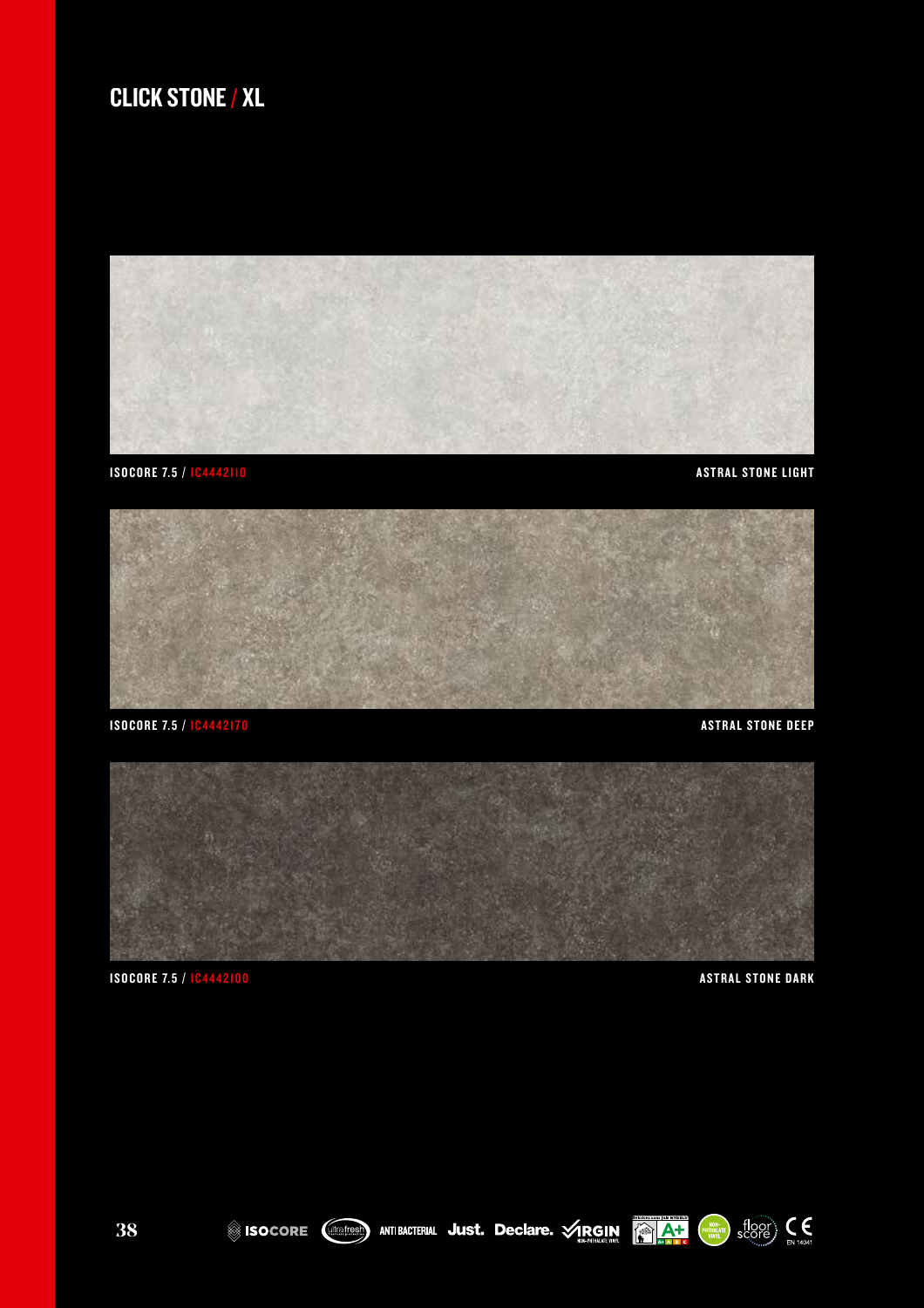# CLICK STONE / XL

ISOCORE 7.5 / IC444211O — ASTRAL STONE LIGHT

ISOCORE 7.5 / IC444217O — ASTRAL STONE DEEP

ISOCORE 7.5 / IC444210O — ASTRAL STONE DARK

ISOCORE ultrafresh ANTI BACTERIAL Just. Declare. VIRGIN NON-PHTHALATE VINYL A+ NON-PHTHALATE VINYL floor score CE EN 14041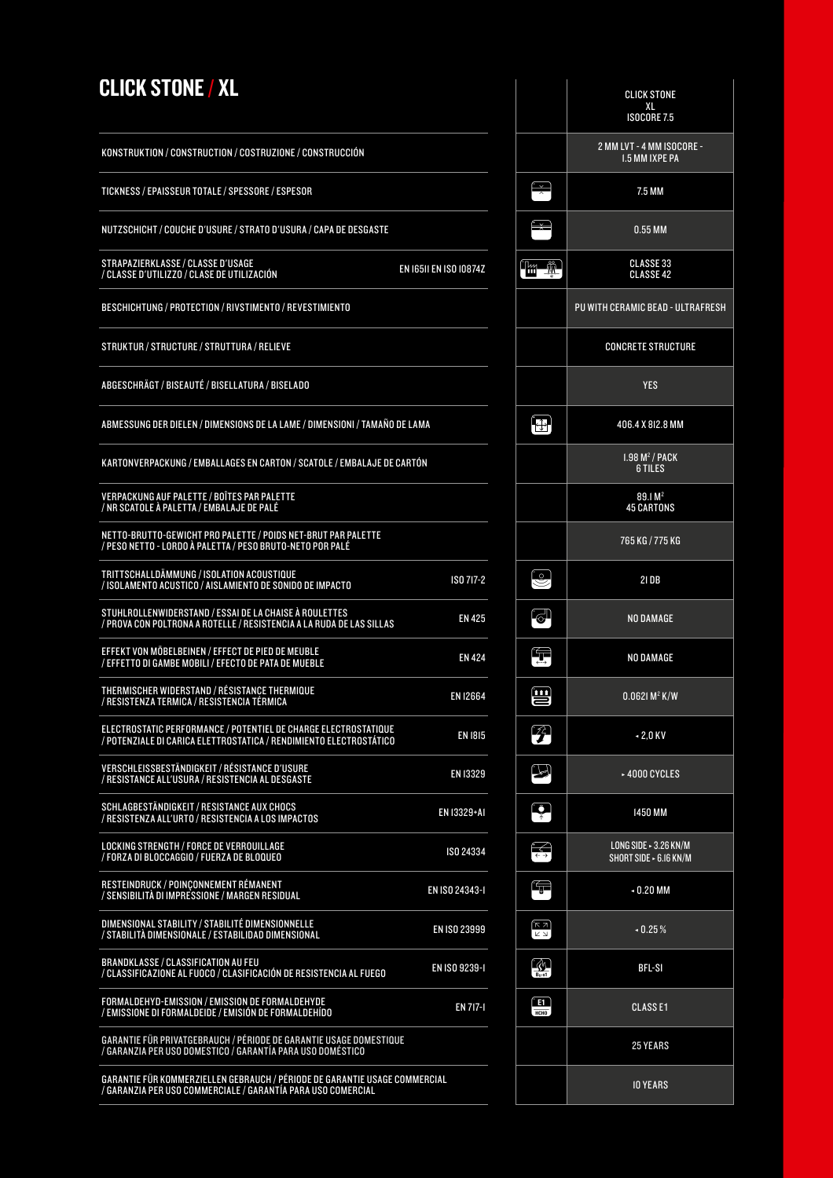# CLICK STONE / XL

| | | | CLICK STONE XL ISOCORE 7.5 |
|---|---|---|---|
| KONSTRUKTION / CONSTRUCTION / COSTRUZIONE / CONSTRUCCIÓN | | | 2 MM LVT - 4 MM ISOCORE - 1.5 MM IXPE PA |
| TICKNESS / EPAISSEUR TOTALE / SPESSORE / ESPESOR | | | 7.5 MM |
| NUTZSCHICHT / COUCHE D'USURE / STRATO D'USURA / CAPA DE DESGASTE | | | 0.55 MM |
| STRAPAZIERKLASSE / CLASSE D'USAGE / CLASSE D'UTILIZZO / CLASE DE UTILIZACIÓN | EN 16511 EN ISO 10874Z | | CLASSE 33 CLASSE 42 |
| BESCHICHTUNG / PROTECTION / RIVSTIMENTO / REVESTIMIENTO | | | PU WITH CERAMIC BEAD - ULTRAFRESH |
| STRUKTUR / STRUCTURE / STRUTTURA / RELIEVE | | | CONCRETE STRUCTURE |
| ABGESCHRÄGT / BISEAUTÉ / BISELLATURA / BISELADO | | | YES |
| ABMESSUNG DER DIELEN / DIMENSIONS DE LA LAME / DIMENSIONI / TAMAÑO DE LAMA | | | 406.4 X 812.8 MM |
| KARTONVERPACKUNG / EMBALLAGES EN CARTON / SCATOLE / EMBALAJE DE CARTÓN | | | 1.98 $M^2$ / PACK 6 TILES |
| VERPACKUNG AUF PALETTE / BOÎTES PAR PALETTE / NR SCATOLE À PALETTA / EMBALAJE DE PALÉ | | | 89.1 $M^2$ 45 CARTONS |
| NETTO-BRUTTO-GEWICHT PRO PALETTE / POIDS NET-BRUT PAR PALETTE / PESO NETTO - LORDO À PALETTA / PESO BRUTO-NETO POR PALÉ | | | 765 KG / 775 KG |
| TRITTSCHALLDÄMMUNG / ISOLATION ACOUSTIQUE / ISOLAMENTO ACUSTICO / AISLAMIENTO DE SONIDO DE IMPACTO | ISO 717-2 | | 21 DB |
| STUHLROLLENWIDERSTAND / ESSAI DE LA CHAISE À ROULETTES / PROVA CON POLTRONA A ROTELLE / RESISTENCIA A LA RUDA DE LAS SILLAS | EN 425 | | NO DAMAGE |
| EFFEKT VON MÖBELBEINEN / EFFECT DE PIED DE MEUBLE / EFFETTO DI GAMBE MOBILI / EFECTO DE PATA DE MUEBLE | EN 424 | | NO DAMAGE |
| THERMISCHER WIDERSTAND / RÉSISTANCE THERMIQUE / RESISTENZA TERMICA / RESISTENCIA TÉRMICA | EN 12664 | | 0.0621 $M^2$ K/W |
| ELECTROSTATIC PERFORMANCE / POTENTIEL DE CHARGE ELECTROSTATIQUE / POTENZIALE DI CARICA ELETTROSTATICA / RENDIMIENTO ELECTROSTÁTICO | EN 1815 | | < 2,0 KV |
| VERSCHLEISSBESTÄNDIGKEIT / RÉSISTANCE D'USURE / RESISTANCE ALL'USURA / RESISTENCIA AL DESGASTE | EN 13329 | | > 4000 CYCLES |
| SCHLAGBESTÄNDIGKEIT / RESISTANCE AUX CHOCS / RESISTENZA ALL'URTO / RESISTENCIA A LOS IMPACTOS | EN 13329+A1 | | 1450 MM |
| LOCKING STRENGTH / FORCE DE VERROUILLAGE / FORZA DI BLOCCAGGIO / FUERZA DE BLOQUEO | ISO 24334 | | LONG SIDE > 3.26 KN/M SHORT SIDE > 6.16 KN/M |
| RESTEINDRUCK / POINÇONNEMENT RÉMANENT / SENSIBILITÀ DI IMPRESSIONE / MARGEN RESIDUAL | EN ISO 24343-1 | | < 0.20 MM |
| DIMENSIONAL STABILITY / STABILITÉ DIMENSIONNELLE / STABILITÀ DIMENSIONALE / ESTABILIDAD DIMENSIONAL | EN ISO 23999 | | < 0.25 % |
| BRANDKLASSE / CLASSIFICATION AU FEU / CLASSIFICAZIONE AL FUOCO / CLASIFICACIÓN DE RESISTENCIA AL FUEGO | EN ISO 9239-1 | Bfl-s1 | BFL-S1 |
| FORMALDEHYD-EMISSION / EMISSION DE FORMALDEHYDE / EMISSIONE DI FORMALDEIDE / EMISIÓN DE FORMALDEHÍDO | EN 717-1 | E1 HCHO | CLASS E1 |
| GARANTIE FÜR PRIVATGEBRAUCH / PÉRIODE DE GARANTIE USAGE DOMESTIQUE / GARANZIA PER USO DOMESTICO / GARANTÍA PARA USO DOMÉSTICO | | | 25 YEARS |
| GARANTIE FÜR KOMMERZIELLEN GEBRAUCH / PÉRIODE DE GARANTIE USAGE COMMERCIAL / GARANZIA PER USO COMMERCIALE / GARANTÍA PARA USO COMERCIAL | | | 10 YEARS |